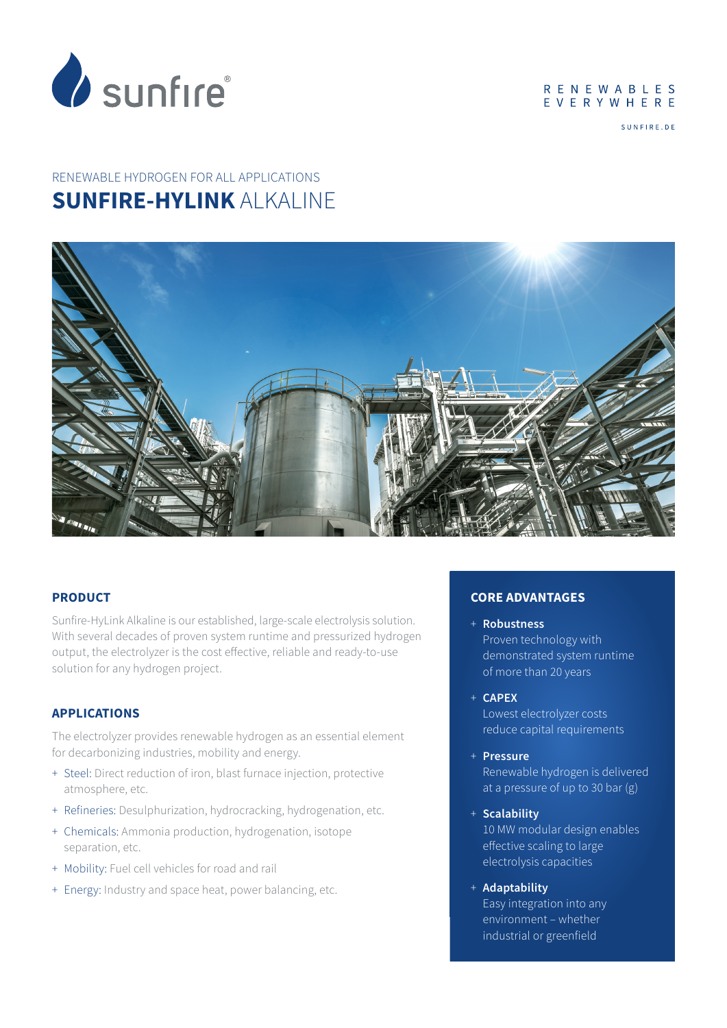sunfire®

RENEWABLES EVERYWHERE

SUNFIRE.DE

RENEWABLE HYDROGEN FOR ALL APPLICATIONS

# **SUNFIRE-HYLINK** ALKALINE

## PRODUCT

Sunfire-HyLink Alkaline is our established, large-scale electrolysis solution. With several decades of proven system runtime and pressurized hydrogen output, the electrolyzer is the cost effective, reliable and ready-to-use solution for any hydrogen project.

## APPLICATIONS

The electrolyzer provides renewable hydrogen as an essential element for decarbonizing industries, mobility and energy.

+ Steel: Direct reduction of iron, blast furnace injection, protective atmosphere, etc.
+ Refineries: Desulphurization, hydrocracking, hydrogenation, etc.
+ Chemicals: Ammonia production, hydrogenation, isotope separation, etc.
+ Mobility: Fuel cell vehicles for road and rail
+ Energy: Industry and space heat, power balancing, etc.

## CORE ADVANTAGES

+ **Robustness**
  Proven technology with demonstrated system runtime of more than 20 years
+ **CAPEX**
  Lowest electrolyzer costs reduce capital requirements
+ **Pressure**
  Renewable hydrogen is delivered at a pressure of up to 30 bar (g)
+ **Scalability**
  10 MW modular design enables effective scaling to large electrolysis capacities
+ **Adaptability**
  Easy integration into any environment – whether industrial or greenfield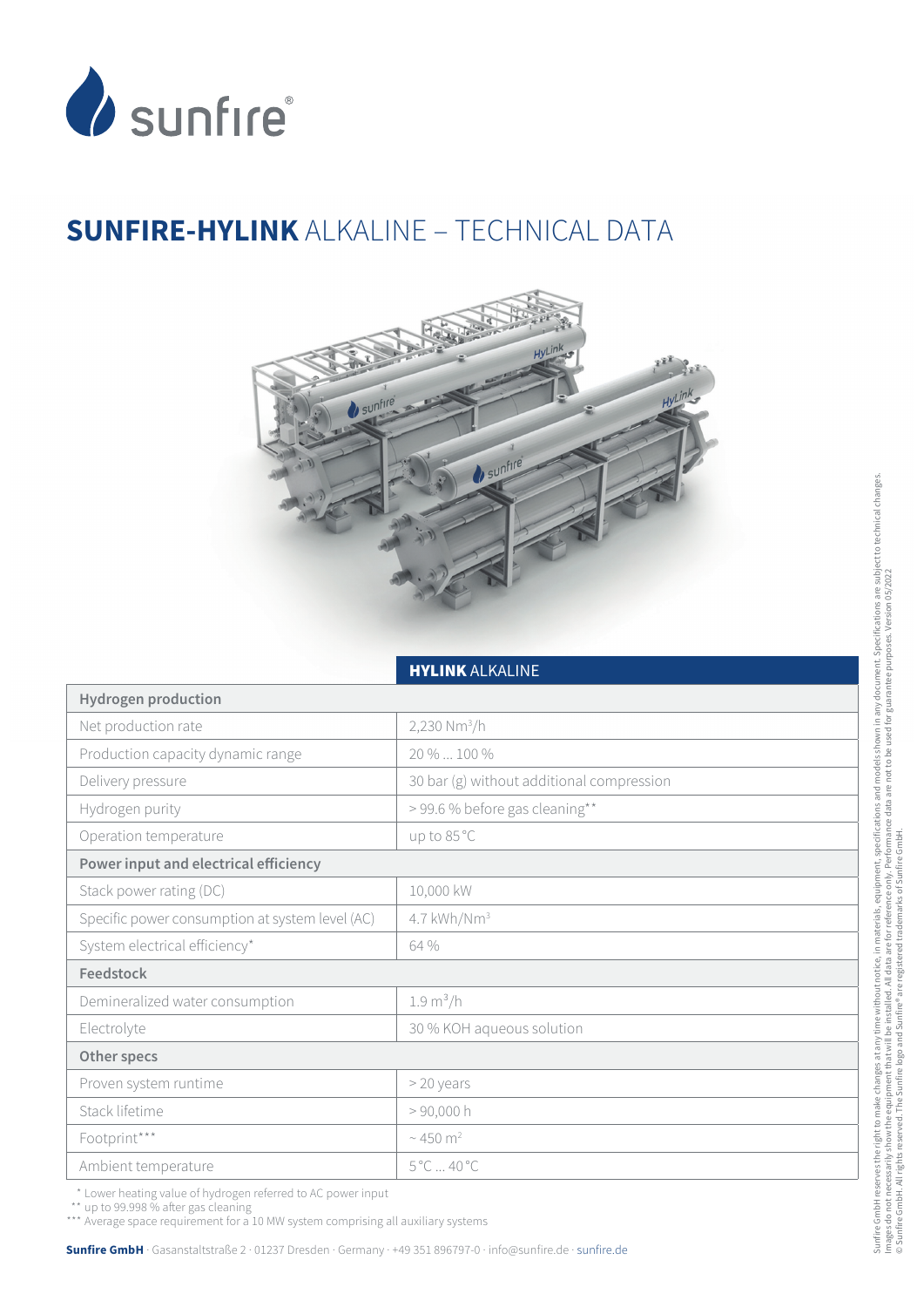# **SUNFIRE-HYLINK** ALKALINE – TECHNICAL DATA

| | **HYLINK** ALKALINE |
|---|---|
| **Hydrogen production** | |
| Net production rate | 2,230 $Nm^3/h$ |
| Production capacity dynamic range | 20 % ... 100 % |
| Delivery pressure | 30 bar (g) without additional compression |
| Hydrogen purity | > 99.6 % before gas cleaning** |
| Operation temperature | up to 85 °C |
| **Power input and electrical efficiency** | |
| Stack power rating (DC) | 10,000 kW |
| Specific power consumption at system level (AC) | 4.7 $kWh/Nm^3$ |
| System electrical efficiency* | 64 % |
| **Feedstock** | |
| Demineralized water consumption | 1.9 $m^3/h$ |
| Electrolyte | 30 % KOH aqueous solution |
| **Other specs** | |
| Proven system runtime | > 20 years |
| Stack lifetime | > 90,000 h |
| Footprint*** | ~ 450 $m^2$ |
| Ambient temperature | 5 °C ... 40 °C |

\* Lower heating value of hydrogen referred to AC power input
** up to 99.998 % after gas cleaning
*** Average space requirement for a 10 MW system comprising all auxiliary systems

**Sunfire GmbH** · Gasanstaltstraße 2 · 01237 Dresden · Germany · +49 351 896797-0 · info@sunfire.de · sunfire.de

Sunfire GmbH reserves the right to make changes at any time without notice, in materials, equipment, specifications and models shown in any document. Specifications are subject to technical changes. Images do not necessarily show the equipment that will be installed. All data are for reference only. Performance data are not to be used for guarantee purposes. Version 05/2022
© Sunfire GmbH. All rights reserved. The Sunfire logo and Sunfire® are registered trademarks of Sunfire GmbH.